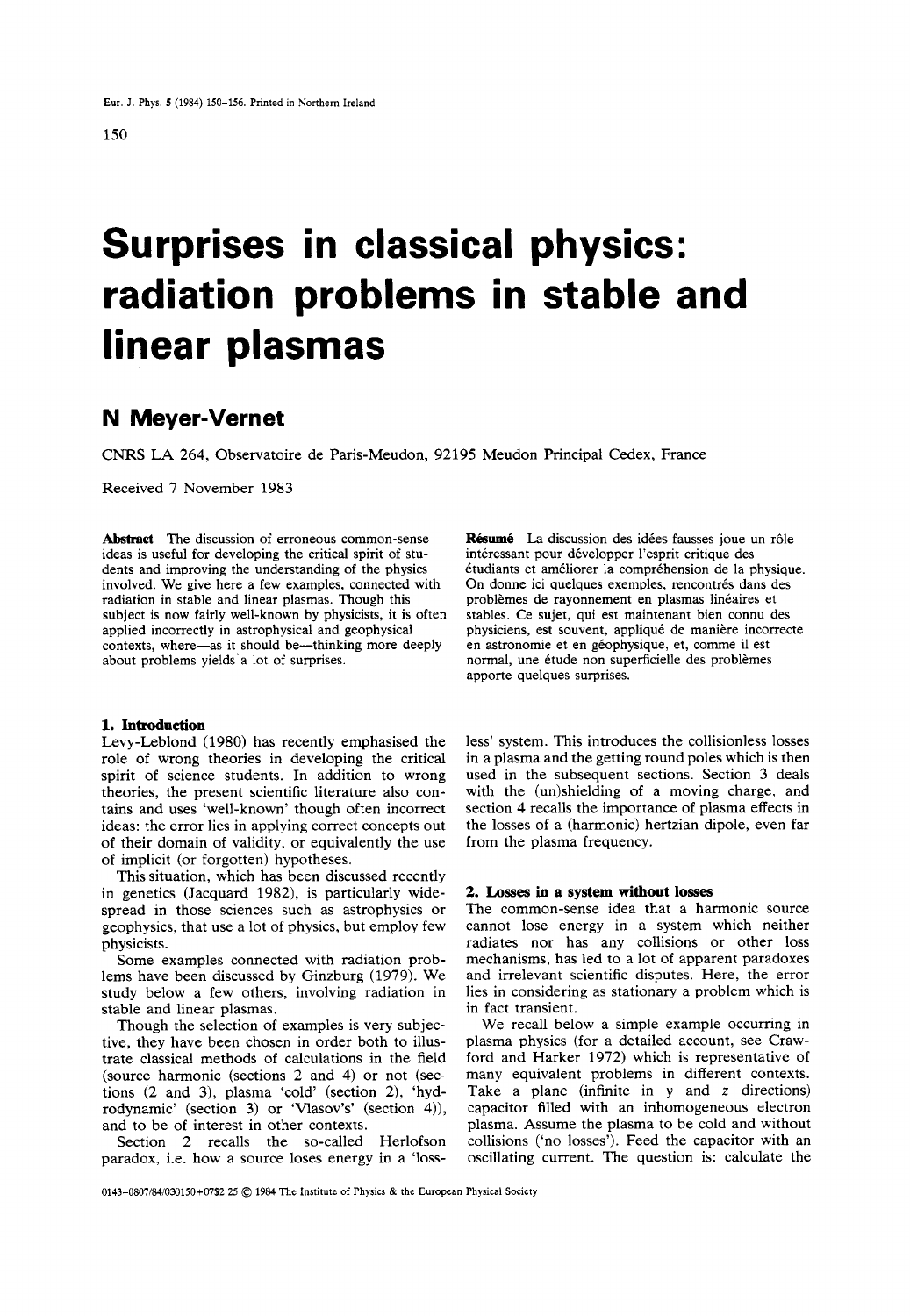# Surprises in classical physics: radiation problems in stable and linear plasmas

## N Meyer-Vernet

CNRS LA 264, Observatoire de Paris-Meudon, 92195 Meudon Principal Cedex, France

Received 7 November 1983

**Abstract** The discussion of erroneous common-sense ideas is useful for developing the critical spirit of students and improving the understanding of the physics involved. We give here a few examples, connected with radiation in stable and linear plasmas. Though this subject is now fairly well-known by physicists, it is often applied incorrectly in astrophysical and geophysical contexts, where—as it should be—thinking more deeply about problems yields a lot of surprises.

**Résumé** La discussion des idées fausses joue un rôle intéressant pour développer l'esprit critique des étudiants et améliorer la compréhension de la physique. On donne ici quelques exemples, rencontrés dans des problèmes de rayonnement en plasmas linéaires et stables. Ce sujet, qui est maintenant bien connu des physiciens, est souvent, appliqué de manière incorrecte en astronomie et en géophysique, et, comme il est normal, une étude non superficielle des problèmes apporte quelques surprises.

### 1. Introduction

Levy-Leblond (1980) has recently emphasised the role of wrong theories in developing the critical spirit of science students. In addition to wrong theories, the present scientific literature also contains and uses 'well-known' though often incorrect ideas: the error lies in applying correct concepts out of their domain of validity, or equivalently the use of implicit (or forgotten) hypotheses.

This situation, which has been discussed recently in genetics (Jacquard 1982), is particularly widespread in those sciences such as astrophysics or geophysics, that use a lot of physics, but employ few physicists.

Some examples connected with radiation problems have been discussed by Ginzburg (1979). We study below a few others, involving radiation in stable and linear plasmas.

Though the selection of examples is very subjective, they have been chosen in order both to illustrate classical methods of calculations in the field (source harmonic (sections 2 and 4) or not (sections (2 and 3), plasma 'cold' (section 2), 'hydrodynamic' (section 3) or 'Vlasov's' (section 4)), and to be of interest in other contexts.

Section 2 recalls the so-called Herlofson paradox, i.e. how a source loses energy in a 'lossless' system. This introduces the collisionless losses in a plasma and the getting round poles which is then used in the subsequent sections. Section 3 deals with the (un)shielding of a moving charge, and section 4 recalls the importance of plasma effects in the losses of a (harmonic) hertzian dipole, even far from the plasma frequency.

### 2. Losses in a system without losses

The common-sense idea that a harmonic source cannot lose energy in a system which neither radiates nor has any collisions or other loss mechanisms, has led to a lot of apparent paradoxes and irrelevant scientific disputes. Here, the error lies in considering as stationary a problem which is in fact transient.

We recall below a simple example occurring in plasma physics (for a detailed account, see Crawford and Harker 1972) which is representative of many equivalent problems in different contexts. Take a plane (infinite in $y$ and $z$ directions) capacitor filled with an inhomogeneous electron plasma. Assume the plasma to be cold and without collisions ('no losses'). Feed the capacitor with an oscillating current. The question is: calculate the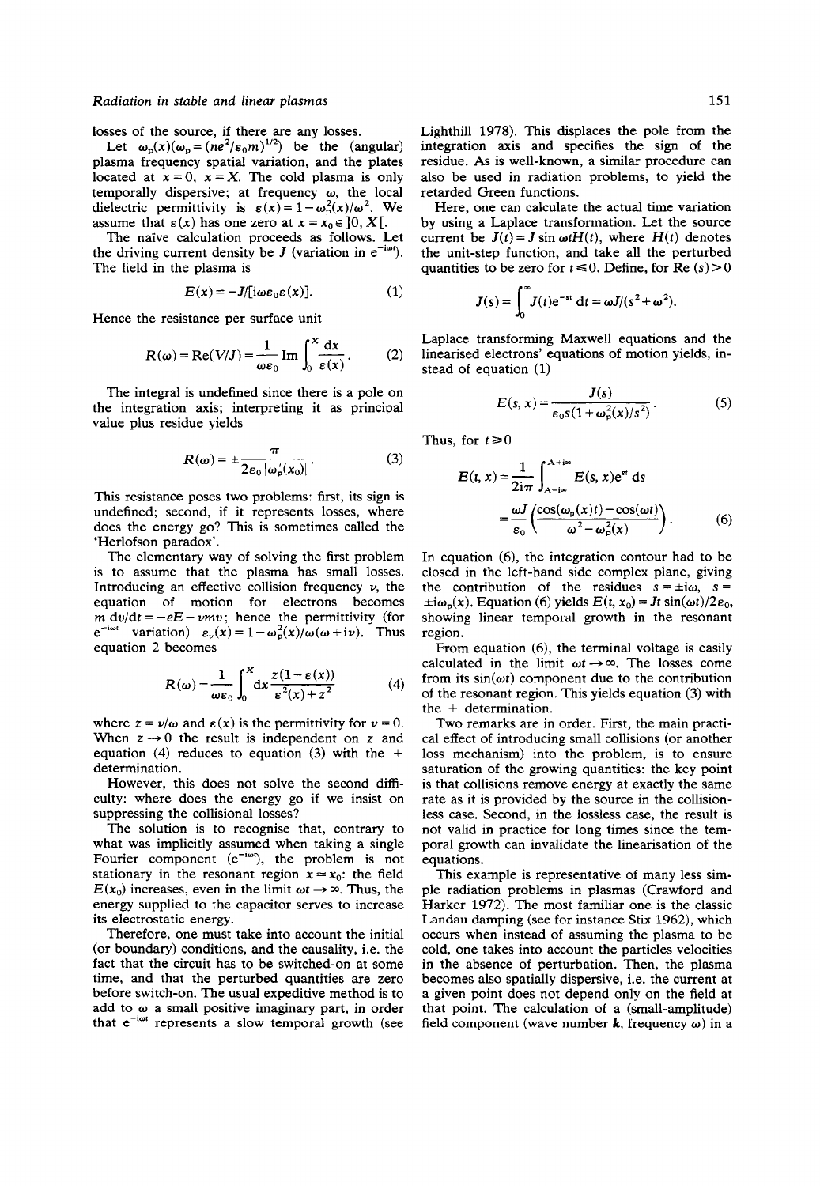losses of the source, if there are any losses.

Let $\omega_p(x)(\omega_p = (ne^2/\varepsilon_0 m)^{1/2})$ be the (angular) plasma frequency spatial variation, and the plates located at $x = 0$, $x = X$. The cold plasma is only temporally dispersive; at frequency $\omega$, the local dielectric permittivity is $\varepsilon(x) = 1 - \omega_p^2(x)/\omega^2$. We assume that $\varepsilon(x)$ has one zero at $x = x_0 \in ]0, X[$.

The naïve calculation proceeds as follows. Let the driving current density be $J$ (variation in $e^{-i\omega t}$). The field in the plasma is

$$E(x) = -J/[i\omega\varepsilon_0\varepsilon(x)]. \qquad (1)$$

Hence the resistance per surface unit

$$R(\omega) = \mathrm{Re}(V/J) = \frac{1}{\omega\varepsilon_0}\mathrm{Im}\int_0^X \frac{dx}{\varepsilon(x)}. \qquad (2)$$

The integral is undefined since there is a pole on the integration axis; interpreting it as principal value plus residue yields

$$R(\omega) = \pm\frac{\pi}{2\varepsilon_0|\omega_p'(x_0)|}. \qquad (3)$$

This resistance poses two problems: first, its sign is undefined; second, if it represents losses, where does the energy go? This is sometimes called the 'Herlofson paradox'.

The elementary way of solving the first problem is to assume that the plasma has small losses. Introducing an effective collision frequency $\nu$, the equation of motion for electrons becomes $m\,dv/dt = -eE - \nu mv$; hence the permittivity (for $e^{-i\omega t}$ variation) $\varepsilon_\nu(x) = 1 - \omega_p^2(x)/\omega(\omega + i\nu)$. Thus equation 2 becomes

$$R(\omega) = \frac{1}{\omega\varepsilon_0}\int_0^X dx\frac{z(1-\varepsilon(x))}{\varepsilon^2(x) + z^2} \qquad (4)$$

where $z = \nu/\omega$ and $\varepsilon(x)$ is the permittivity for $\nu = 0$. When $z \to 0$ the result is independent on $z$ and equation (4) reduces to equation (3) with the + determination.

However, this does not solve the second difficulty: where does the energy go if we insist on suppressing the collisional losses?

The solution is to recognise that, contrary to what was implicitly assumed when taking a single Fourier component ($e^{-i\omega t}$), the problem is not stationary in the resonant region $x \simeq x_0$: the field $E(x_0)$ increases, even in the limit $\omega t \to \infty$. Thus, the energy supplied to the capacitor serves to increase its electrostatic energy.

Therefore, one must take into account the initial (or boundary) conditions, and the causality, i.e. the fact that the circuit has to be switched-on at some time, and that the perturbed quantities are zero before switch-on. The usual expeditive method is to add to $\omega$ a small positive imaginary part, in order that $e^{-i\omega t}$ represents a slow temporal growth (see Lighthill 1978). This displaces the pole from the integration axis and specifies the sign of the residue. As is well-known, a similar procedure can also be used in radiation problems, to yield the retarded Green functions.

Here, one can calculate the actual time variation by using a Laplace transformation. Let the source current be $J(t) = J \sin\omega t H(t)$, where $H(t)$ denotes the unit-step function, and take all the perturbed quantities to be zero for $t \leq 0$. Define, for $\mathrm{Re}(s) > 0$

$$J(s) = \int_0^\infty J(t)e^{-st}\,dt = \omega J/(s^2 + \omega^2).$$

Laplace transforming Maxwell equations and the linearised electrons' equations of motion yields, instead of equation (1)

$$E(s, x) = \frac{J(s)}{\varepsilon_0 s(1 + \omega_p^2(x)/s^2)}. \qquad (5)$$

Thus, for $t \geq 0$

$$E(t, x) = \frac{1}{2i\pi}\int_{A-i\infty}^{A+i\infty} E(s, x)e^{st}\,ds$$
$$= \frac{\omega J}{\varepsilon_0}\left(\frac{\cos(\omega_p(x)t) - \cos(\omega t)}{\omega^2 - \omega_p^2(x)}\right). \qquad (6)$$

In equation (6), the integration contour had to be closed in the left-hand side complex plane, giving the contribution of the residues $s = \pm i\omega$, $s = \pm i\omega_p(x)$. Equation (6) yields $E(t, x_0) = Jt\sin(\omega t)/2\varepsilon_0$, showing linear temporal growth in the resonant region.

From equation (6), the terminal voltage is easily calculated in the limit $\omega t \to \infty$. The losses come from its $\sin(\omega t)$ component due to the contribution of the resonant region. This yields equation (3) with the + determination.

Two remarks are in order. First, the main practical effect of introducing small collisions (or another loss mechanism) into the problem, is to ensure saturation of the growing quantities: the key point is that collisions remove energy at exactly the same rate as it is provided by the source in the collisionless case. Second, in the lossless case, the result is not valid in practice for long times since the temporal growth can invalidate the linearisation of the equations.

This example is representative of many less simple radiation problems in plasmas (Crawford and Harker 1972). The most familiar one is the classic Landau damping (see for instance Stix 1962), which occurs when instead of assuming the plasma to be cold, one takes into account the particles velocities in the absence of perturbation. Then, the plasma becomes also spatially dispersive, i.e. the current at a given point does not depend only on the field at that point. The calculation of a (small-amplitude) field component (wave number $\boldsymbol{k}$, frequency $\omega$) in a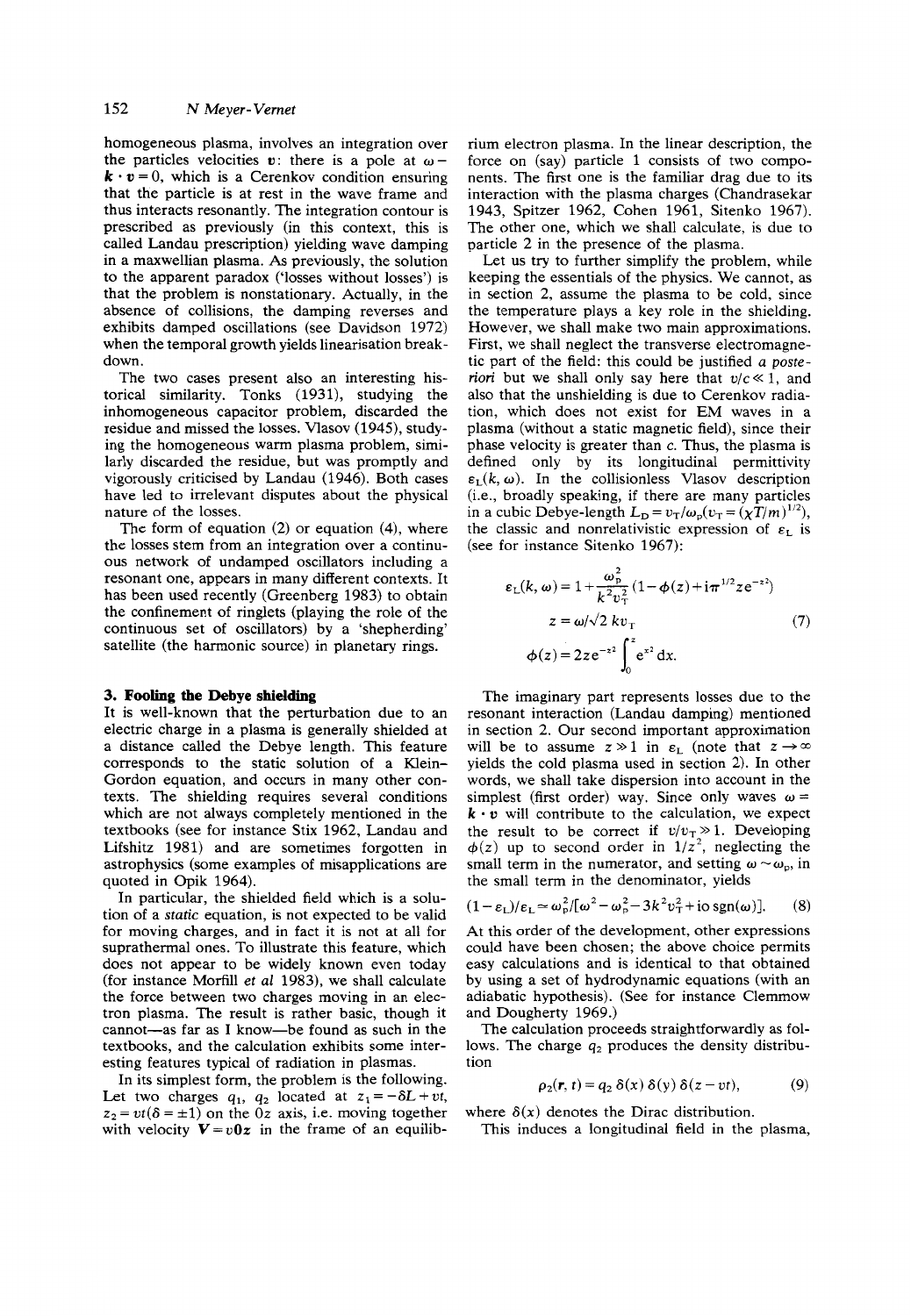homogeneous plasma, involves an integration over the particles velocities $\boldsymbol{v}$: there is a pole at $\omega - \boldsymbol{k} \cdot \boldsymbol{v} = 0$, which is a Cerenkov condition ensuring that the particle is at rest in the wave frame and thus interacts resonantly. The integration contour is prescribed as previously (in this context, this is called Landau prescription) yielding wave damping in a maxwellian plasma. As previously, the solution to the apparent paradox ('losses without losses') is that the problem is nonstationary. Actually, in the absence of collisions, the damping reverses and exhibits damped oscillations (see Davidson 1972) when the temporal growth yields linearisation breakdown.

The two cases present also an interesting historical similarity. Tonks (1931), studying the inhomogeneous capacitor problem, discarded the residue and missed the losses. Vlasov (1945), studying the homogeneous warm plasma problem, similarly discarded the residue, but was promptly and vigorously criticised by Landau (1946). Both cases have led to irrelevant disputes about the physical nature of the losses.

The form of equation (2) or equation (4), where the losses stem from an integration over a continuous network of undamped oscillators including a resonant one, appears in many different contexts. It has been used recently (Greenberg 1983) to obtain the confinement of ringlets (playing the role of the continuous set of oscillators) by a 'shepherding' satellite (the harmonic source) in planetary rings.

## 3. Fooling the Debye shielding

It is well-known that the perturbation due to an electric charge in a plasma is generally shielded at a distance called the Debye length. This feature corresponds to the static solution of a Klein-Gordon equation, and occurs in many other contexts. The shielding requires several conditions which are not always completely mentioned in the textbooks (see for instance Stix 1962, Landau and Lifshitz 1981) and are sometimes forgotten in astrophysics (some examples of misapplications are quoted in Opik 1964).

In particular, the shielded field which is a solution of a *static* equation, is not expected to be valid for moving charges, and in fact it is not at all for suprathermal ones. To illustrate this feature, which does not appear to be widely known even today (for instance Morfill *et al* 1983), we shall calculate the force between two charges moving in an electron plasma. The result is rather basic, though it cannot—as far as I know—be found as such in the textbooks, and the calculation exhibits some interesting features typical of radiation in plasmas.

In its simplest form, the problem is the following. Let two charges $q_1$, $q_2$ located at $z_1 = -\delta L + vt$, $z_2 = vt (\delta = \pm 1)$ on the $0z$ axis, i.e. moving together with velocity $\boldsymbol{V} = v\boldsymbol{0z}$ in the frame of an equilibrium electron plasma. In the linear description, the force on (say) particle 1 consists of two components. The first one is the familiar drag due to its interaction with the plasma charges (Chandrasekar 1943, Spitzer 1962, Cohen 1961, Sitenko 1967). The other one, which we shall calculate, is due to particle 2 in the presence of the plasma.

Let us try to further simplify the problem, while keeping the essentials of the physics. We cannot, as in section 2, assume the plasma to be cold, since the temperature plays a key role in the shielding. However, we shall make two main approximations. First, we shall neglect the transverse electromagnetic part of the field: this could be justified *a posteriori* but we shall only say here that $v/c \ll 1$, and also that the unshielding is due to Cerenkov radiation, which does not exist for EM waves in a plasma (without a static magnetic field), since their phase velocity is greater than $c$. Thus, the plasma is defined only by its longitudinal permittivity $\varepsilon_{\mathrm{L}}(k, \omega)$. In the collisionless Vlasov description (i.e., broadly speaking, if there are many particles in a cubic Debye-length $L_{\mathrm{D}} = v_{\mathrm{T}}/\omega_{\mathrm{p}}(v_{\mathrm{T}} = (\chi T/m)^{1/2})$, the classic and nonrelativistic expression of $\varepsilon_{\mathrm{L}}$ is (see for instance Sitenko 1967):

$$\varepsilon_{\mathrm{L}}(k, \omega) = 1 + \frac{\omega_{\mathrm{p}}^2}{k^2 v_{\mathrm{T}}^2}(1 - \phi(z) + \mathrm{i}\pi^{1/2} z \mathrm{e}^{-z^2})$$
$$z = \omega/\sqrt{2}\, k v_{\mathrm{T}} \tag{7}$$
$$\phi(z) = 2z\mathrm{e}^{-z^2} \int_0^z \mathrm{e}^{x^2}\, \mathrm{d}x.$$

The imaginary part represents losses due to the resonant interaction (Landau damping) mentioned in section 2. Our second important approximation will be to assume $z \gg 1$ in $\varepsilon_{\mathrm{L}}$ (note that $z \to \infty$ yields the cold plasma used in section 2). In other words, we shall take dispersion into account in the simplest (first order) way. Since only waves $\omega = \boldsymbol{k} \cdot \boldsymbol{v}$ will contribute to the calculation, we expect the result to be correct if $v/v_{\mathrm{T}} \gg 1$. Developing $\phi(z)$ up to second order in $1/z^2$, neglecting the small term in the numerator, and setting $\omega \sim \omega_{\mathrm{p}}$, in the small term in the denominator, yields

$$(1 - \varepsilon_{\mathrm{L}})/\varepsilon_{\mathrm{L}} \simeq \omega_{\mathrm{p}}^2/[\omega^2 - \omega_{\mathrm{p}}^2 - 3k^2 v_{\mathrm{T}}^2 + \mathrm{i}o\,\mathrm{sgn}(\omega)]. \tag{8}$$

At this order of the development, other expressions could have been chosen; the above choice permits easy calculations and is identical to that obtained by using a set of hydrodynamic equations (with an adiabatic hypothesis). (See for instance Clemmow and Dougherty 1969.)

The calculation proceeds straightforwardly as follows. The charge $q_2$ produces the density distribution

$$\rho_2(\boldsymbol{r}, t) = q_2\, \delta(x)\, \delta(y)\, \delta(z - vt), \tag{9}$$

where $\delta(x)$ denotes the Dirac distribution.

This induces a longitudinal field in the plasma,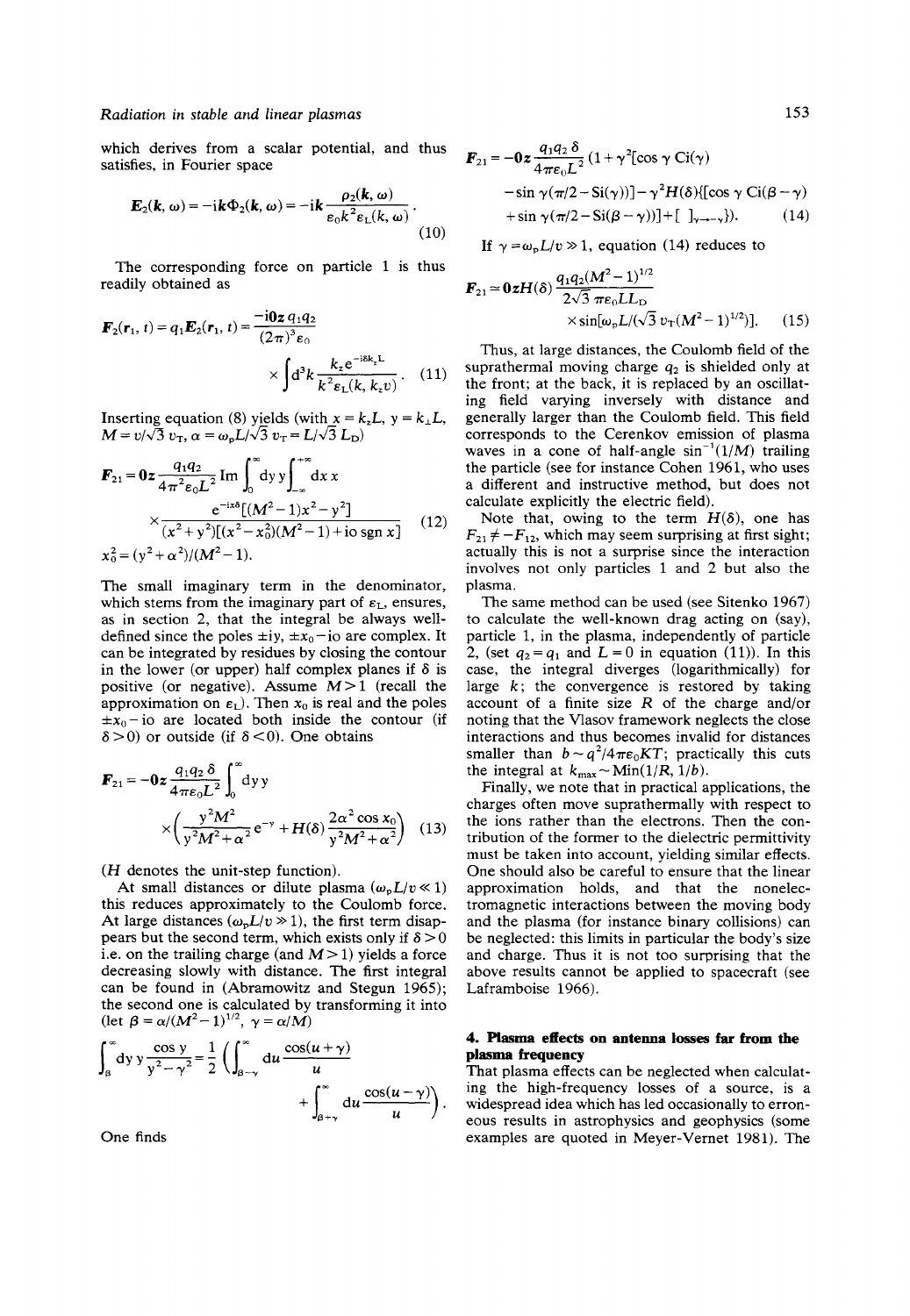which derives from a scalar potential, and thus satisfies, in Fourier space

$$\boldsymbol{E}_2(\boldsymbol{k}, \omega) = -\mathrm{i}\boldsymbol{k}\Phi_2(\boldsymbol{k}, \omega) = -\mathrm{i}\boldsymbol{k}\frac{\rho_2(\boldsymbol{k}, \omega)}{\varepsilon_0 k^2 \varepsilon_L(k, \omega)}. \tag{10}$$

The corresponding force on particle 1 is thus readily obtained as

$$\boldsymbol{F}_2(\boldsymbol{r}_1, t) = q_1 \boldsymbol{E}_2(\boldsymbol{r}_1, t) = \frac{-\mathrm{i}\mathbf{0z}\, q_1 q_2}{(2\pi)^3 \varepsilon_0} \times \int \mathrm{d}^3 k \frac{k_z \mathrm{e}^{-\mathrm{i}\delta k_z L}}{k^2 \varepsilon_L(k, k_z v)}. \tag{11}$$

Inserting equation (8) yields (with $x = k_z L$, $y = k_\perp L$, $M = v/\sqrt{3}\, v_T$, $\alpha = \omega_p L/\sqrt{3}\, v_T = L/\sqrt{3}\, L_D$)

$$\boldsymbol{F}_{21} = \mathbf{0z}\frac{q_1 q_2}{4\pi^2 \varepsilon_0 L^2} \operatorname{Im} \int_0^\infty \mathrm{d}y\, y \int_{-\infty}^{+\infty} \mathrm{d}x\, x \times \frac{\mathrm{e}^{-\mathrm{i}x\delta}[(M^2-1)x^2 - y^2]}{(x^2+y^2)[(x^2-x_0^2)(M^2-1) + \mathrm{i}o\,\operatorname{sgn} x]} \tag{12}$$

$$x_0^2 = (y^2 + \alpha^2)/(M^2 - 1).$$

The small imaginary term in the denominator, which stems from the imaginary part of $\varepsilon_L$, ensures, as in section 2, that the integral be always well-defined since the poles $\pm \mathrm{i}y$, $\pm x_0 - \mathrm{i}o$ are complex. It can be integrated by residues by closing the contour in the lower (or upper) half complex planes if $\delta$ is positive (or negative). Assume $M > 1$ (recall the approximation on $\varepsilon_L$). Then $x_0$ is real and the poles $\pm x_0 - \mathrm{i}o$ are located both inside the contour (if $\delta > 0$) or outside (if $\delta < 0$). One obtains

$$\boldsymbol{F}_{21} = -\mathbf{0z}\frac{q_1 q_2\, \delta}{4\pi\varepsilon_0 L^2} \int_0^\infty \mathrm{d}y\, y \times \left( \frac{y^2 M^2}{y^2 M^2 + \alpha^2} \mathrm{e}^{-y} + H(\delta) \frac{2\alpha^2 \cos x_0}{y^2 M^2 + \alpha^2} \right) \tag{13}$$

($H$ denotes the unit-step function).

At small distances or dilute plasma ($\omega_p L/v \ll 1$) this reduces approximately to the Coulomb force. At large distances ($\omega_p L/v \gg 1$), the first term disappears but the second term, which exists only if $\delta > 0$ i.e. on the trailing charge (and $M > 1$) yields a force decreasing slowly with distance. The first integral can be found in (Abramowitz and Stegun 1965); the second one is calculated by transforming it into (let $\beta = \alpha/(M^2-1)^{1/2}$, $\gamma = \alpha/M$)

$$\int_\beta^\infty \mathrm{d}y\, y \frac{\cos y}{y^2 - \gamma^2} = \frac{1}{2} \left( \int_{\beta-\gamma}^\infty \mathrm{d}u \frac{\cos(u+\gamma)}{u} + \int_{\beta+\gamma}^\infty \mathrm{d}u \frac{\cos(u-\gamma)}{u} \right).$$

One finds

$$\begin{aligned} \boldsymbol{F}_{21} = -\mathbf{0z}\frac{q_1 q_2\, \delta}{4\pi\varepsilon_0 L^2} (1 + \gamma^2[\cos\gamma\, \mathrm{Ci}(\gamma) &- \sin\gamma(\pi/2 - \mathrm{Si}(\gamma))] - \gamma^2 H(\delta)\{[\cos\gamma\, \mathrm{Ci}(\beta-\gamma) \\ &+ \sin\gamma(\pi/2 - \mathrm{Si}(\beta-\gamma))] + [\ ]_{\gamma\to-\gamma}\}). \end{aligned} \tag{14}$$

If $\gamma = \omega_p L/v \gg 1$, equation (14) reduces to

$$\boldsymbol{F}_{21} \simeq \mathbf{0z} H(\delta) \frac{q_1 q_2 (M^2-1)^{1/2}}{2\sqrt{3}\, \pi\varepsilon_0 L L_D} \times \sin[\omega_p L/(\sqrt{3}\, v_T (M^2-1)^{1/2})]. \tag{15}$$

Thus, at large distances, the Coulomb field of the suprathermal moving charge $q_2$ is shielded only at the front; at the back, it is replaced by an oscillating field varying inversely with distance and generally larger than the Coulomb field. This field corresponds to the Cerenkov emission of plasma waves in a cone of half-angle $\sin^{-1}(1/M)$ trailing the particle (see for instance Cohen 1961, who uses a different and instructive method, but does not calculate explicitly the electric field).

Note that, owing to the term $H(\delta)$, one has $F_{21} \neq -F_{12}$, which may seem surprising at first sight; actually this is not a surprise since the interaction involves not only particles 1 and 2 but also the plasma.

The same method can be used (see Sitenko 1967) to calculate the well-known drag acting on (say), particle 1, in the plasma, independently of particle 2, (set $q_2 = q_1$ and $L = 0$ in equation (11)). In this case, the integral diverges (logarithmically) for large $k$; the convergence is restored by taking account of a finite size $R$ of the charge and/or noting that the Vlasov framework neglects the close interactions and thus becomes invalid for distances smaller than $b \sim q^2/4\pi\varepsilon_0 KT$; practically this cuts the integral at $k_{max} \sim \mathrm{Min}(1/R, 1/b)$.

Finally, we note that in practical applications, the charges often move suprathermally with respect to the ions rather than the electrons. Then the contribution of the former to the dielectric permittivity must be taken into account, yielding similar effects. One should also be careful to ensure that the linear approximation holds, and that the nonelectromagnetic interactions between the moving body and the plasma (for instance binary collisions) can be neglected: this limits in particular the body's size and charge. Thus it is not too surprising that the above results cannot be applied to spacecraft (see Laframboise 1966).

## 4. Plasma effects on antenna losses far from the plasma frequency

That plasma effects can be neglected when calculating the high-frequency losses of a source, is a widespread idea which has led occasionally to erroneous results in astrophysics and geophysics (some examples are quoted in Meyer-Vernet 1981). The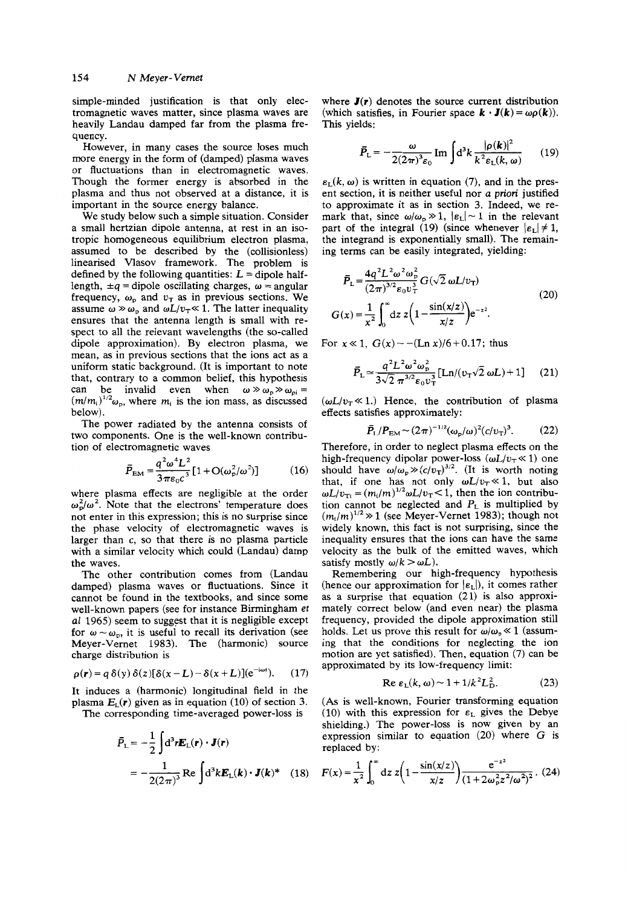simple-minded justification is that only electromagnetic waves matter, since plasma waves are heavily Landau damped far from the plasma frequency.

However, in many cases the source loses much more energy in the form of (damped) plasma waves or fluctuations than in electromagnetic waves. Though the former energy is absorbed in the plasma and thus not observed at a distance, it is important in the source energy balance.

We study below such a simple situation. Consider a small hertzian dipole antenna, at rest in an isotropic homogeneous equilibrium electron plasma, assumed to be described by the (collisionless) linearised Vlasov framework. The problem is defined by the following quantities: $L$ = dipole half-length, $\pm q$ = dipole oscillating charges, $\omega$ = angular frequency, $\omega_p$ and $v_T$ as in previous sections. We assume $\omega \gg \omega_p$ and $\omega L/v_T \ll 1$. The latter inequality ensures that the antenna length is small with respect to all the relevant wavelengths (the so-called dipole approximation). By electron plasma, we mean, as in previous sections that the ions act as a uniform static background. (It is important to note that, contrary to a common belief, this hypothesis can be invalid even when $\omega \gg \omega_p \gg \omega_{pi} = (m/m_i)^{1/2}\omega_p$, where $m_i$ is the ion mass, as discussed below).

The power radiated by the antenna consists of two components. One is the well-known contribution of electromagnetic waves

$$\bar{P}_{EM} = \frac{q^2\omega^4 L^2}{3\pi\varepsilon_0 c^3}[1 + O(\omega_p^2/\omega^2)] \qquad (16)$$

where plasma effects are negligible at the order $\omega_p^2/\omega^2$. Note that the electrons' temperature does not enter in this expression; this is no surprise since the phase velocity of electromagnetic waves is larger than $c$, so that there is no plasma particle with a similar velocity which could (Landau) damp the waves.

The other contribution comes from (Landau damped) plasma waves or fluctuations. Since it cannot be found in the textbooks, and since some well-known papers (see for instance Birmingham *et al* 1965) seem to suggest that it is negligible except for $\omega \sim \omega_p$, it is useful to recall its derivation (see Meyer-Vernet 1983). The (harmonic) source charge distribution is

$$\rho(\boldsymbol{r}) = q\,\delta(y)\,\delta(z)[\delta(x-L) - \delta(x+L)](\mathrm{e}^{-\mathrm{i}\omega t}). \qquad (17)$$

It induces a (harmonic) longitudinal field in the plasma $\boldsymbol{E}_L(\boldsymbol{r})$ given as in equation (10) of section 3.

The corresponding time-averaged power-loss is

$$\bar{P}_L = -\frac{1}{2}\int \mathrm{d}^3 r \boldsymbol{E}_L(\boldsymbol{r}) \cdot \boldsymbol{J}(\boldsymbol{r})$$
$$= -\frac{1}{2(2\pi)^3}\,\mathrm{Re}\int \mathrm{d}^3 k \boldsymbol{E}_L(\boldsymbol{k}) \cdot \boldsymbol{J}(\boldsymbol{k})^* \qquad (18)$$

where $\boldsymbol{J}(\boldsymbol{r})$ denotes the source current distribution (which satisfies, in Fourier space $\boldsymbol{k} \cdot \boldsymbol{J}(\boldsymbol{k}) = \omega\rho(\boldsymbol{k})$). This yields:

$$\bar{P}_L = -\frac{\omega}{2(2\pi)^3\varepsilon_0}\,\mathrm{Im}\int \mathrm{d}^3 k \frac{|\rho(\boldsymbol{k})|^2}{k^2 \varepsilon_L(k,\omega)} \qquad (19)$$

$\varepsilon_L(k,\omega)$ is written in equation (7), and in the present section, it is neither useful nor *a priori* justified to approximate it as in section 3. Indeed, we remark that, since $\omega/\omega_p \gg 1$, $|\varepsilon_L| \sim 1$ in the relevant part of the integral (19) (since whenever $|\varepsilon_L| \neq 1$, the integrand is exponentially small). The remaining terms can be easily integrated, yielding:

$$\bar{P}_L = \frac{4q^2L^2\omega^2\omega_p^2}{(2\pi)^{3/2}\varepsilon_0 v_T^3}\,G(\sqrt{2}\,\omega L/v_T)$$
$$G(x) = \frac{1}{x^2}\int_0^\infty \mathrm{d}z\, z\left(1 - \frac{\sin(x/z)}{x/z}\right)\mathrm{e}^{-z^2}. \qquad (20)$$

For $x \ll 1$, $G(x) \sim -(\mathrm{Ln}\, x)/6 + 0.17$; thus

$$\bar{P}_L \simeq \frac{q^2L^2\omega^2\omega_p^2}{3\sqrt{2}\,\pi^{3/2}\varepsilon_0 v_T^3}[\mathrm{Ln}/(v_T\sqrt{2}\,\omega L) + 1] \qquad (21)$$

($\omega L/v_T \ll 1$.) Hence, the contribution of plasma effects satisfies approximately:

$$\bar{P}_L/P_{EM} \sim (2\pi)^{-1/2}(\omega_p/\omega)^2(c/v_T)^3. \qquad (22)$$

Therefore, in order to neglect plasma effects on the high-frequency dipolar power-loss ($\omega L/v_T \ll 1$) one should have $\omega/\omega_p \gg (c/v_T)^{3/2}$. (It is worth noting that, if one has not only $\omega L/v_T \ll 1$, but also $\omega L/v_{Ti} = (m_i/m)^{1/2}\omega L/v_T < 1$, then the ion contribution cannot be neglected and $P_L$ is multiplied by $(m_i/m)^{1/2} \gg 1$ (see Meyer-Vernet 1983); though not widely known, this fact is not surprising, since the inequality ensures that the ions can have the same velocity as the bulk of the emitted waves, which satisfy mostly $\omega/k > \omega L$).

Remembering our high-frequency hypothesis (hence our approximation for $|\varepsilon_L|$), it comes rather as a surprise that equation (21) is also approximately correct below (and even near) the plasma frequency, provided the dipole approximation still holds. Let us prove this result for $\omega/\omega_p \ll 1$ (assuming that the conditions for neglecting the ion motion are yet satisfied). Then, equation (7) can be approximated by its low-frequency limit:

$$\mathrm{Re}\,\varepsilon_L(k,\omega) \sim 1 + 1/k^2L_D^2. \qquad (23)$$

(As is well-known, Fourier transforming equation (10) with this expression for $\varepsilon_L$ gives the Debye shielding.) The power-loss is now given by an expression similar to equation (20) where $G$ is replaced by:

$$F(x) = \frac{1}{x^2}\int_0^\infty \mathrm{d}z\, z\left(1 - \frac{\sin(x/z)}{x/z}\right)\frac{\mathrm{e}^{-z^2}}{(1 + 2\omega_p^2 z^2/\omega^2)^2}. \qquad (24)$$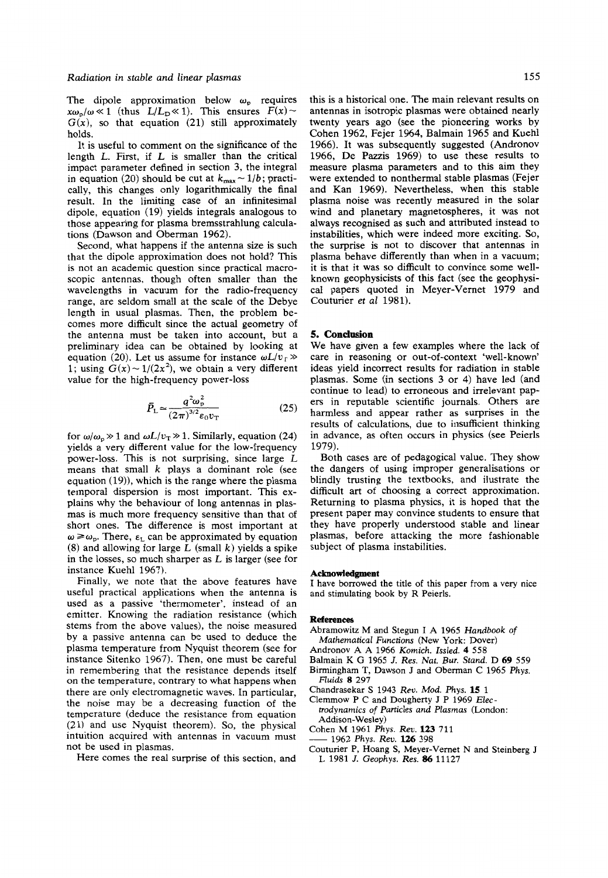The dipole approximation below $\omega_p$ requires $x\omega_p/\omega \ll 1$ (thus $L/L_D \ll 1$). This ensures $F(x) \sim G(x)$, so that equation (21) still approximately holds.

It is useful to comment on the significance of the length $L$. First, if $L$ is smaller than the critical impact parameter defined in section 3, the integral in equation (20) should be cut at $k_{max} \sim 1/b$; practically, this changes only logarithmically the final result. In the limiting case of an infinitesimal dipole, equation (19) yields integrals analogous to those appearing for plasma bremsstrahlung calculations (Dawson and Oberman 1962).

Second, what happens if the antenna size is such that the dipole approximation does not hold? This is not an academic question since practical macroscopic antennas, though often smaller than the wavelengths in vacuum for the radio-frequency range, are seldom small at the scale of the Debye length in usual plasmas. Then, the problem becomes more difficult since the actual geometry of the antenna must be taken into account, but a preliminary idea can be obtained by looking at equation (20). Let us assume for instance $\omega L/v_T \gg 1$; using $G(x) \sim 1/(2x^2)$, we obtain a very different value for the high-frequency power-loss

$$\bar{P}_L \simeq \frac{q^2\omega_p^2}{(2\pi)^{3/2}\varepsilon_0 v_T} \tag{25}$$

for $\omega/\omega_p \gg 1$ and $\omega L/v_T \gg 1$. Similarly, equation (24) yields a very different value for the low-frequency power-loss. This is not surprising, since large $L$ means that small $k$ plays a dominant role (see equation (19)), which is the range where the plasma temporal dispersion is most important. This explains why the behaviour of long antennas in plasmas is much more frequency sensitive than that of short ones. The difference is most important at $\omega \gtrsim \omega_p$. There, $\varepsilon_L$ can be approximated by equation (8) and allowing for large $L$ (small $k$) yields a spike in the losses, so much sharper as $L$ is larger (see for instance Kuehl 1967).

Finally, we note that the above features have useful practical applications when the antenna is used as a passive 'thermometer', instead of an emitter. Knowing the radiation resistance (which stems from the above values), the noise measured by a passive antenna can be used to deduce the plasma temperature from Nyquist theorem (see for instance Sitenko 1967). Then, one must be careful in remembering that the resistance depends itself on the temperature, contrary to what happens when there are only electromagnetic waves. In particular, the noise may be a decreasing function of the temperature (deduce the resistance from equation (21) and use Nyquist theorem). So, the physical intuition acquired with antennas in vacuum must not be used in plasmas.

Here comes the real surprise of this section, and this is a historical one. The main relevant results on antennas in isotropic plasmas were obtained nearly twenty years ago (see the pioneering works by Cohen 1962, Fejer 1964, Balmain 1965 and Kuehl 1966). It was subsequently suggested (Andronov 1966, De Pazzis 1969) to use these results to measure plasma parameters and to this aim they were extended to nonthermal stable plasmas (Fejer and Kan 1969). Nevertheless, when this stable plasma noise was recently measured in the solar wind and planetary magnetospheres, it was not always recognised as such and attributed instead to instabilities, which were indeed more exciting. So, the surprise is not to discover that antennas in plasma behave differently than when in a vacuum; it is that it was so difficult to convince some well-known geophysicists of this fact (see the geophysical papers quoted in Meyer-Vernet 1979 and Couturier *et al* 1981).

## 5. Conclusion

We have given a few examples where the lack of care in reasoning or out-of-context 'well-known' ideas yield incorrect results for radiation in stable plasmas. Some (in sections 3 or 4) have led (and continue to lead) to erroneous and irrelevant papers in reputable scientific journals. Others are harmless and appear rather as surprises in the results of calculations, due to insufficient thinking in advance, as often occurs in physics (see Peierls 1979).

Both cases are of pedagogical value. They show the dangers of using improper generalisations or blindly trusting the textbooks, and illustrate the difficult art of choosing a correct approximation. Returning to plasma physics, it is hoped that the present paper may convince students to ensure that they have properly understood stable and linear plasmas, before attacking the more fashionable subject of plasma instabilities.

### Acknowledgment

I have borrowed the title of this paper from a very nice and stimulating book by R Peierls.

### References

Abramowitz M and Stegun I A 1965 *Handbook of Mathematical Functions* (New York: Dover)

Andronov A A 1966 *Komich. Issled.* **4** 558

Balmain K G 1965 *J. Res. Nat. Bur. Stand.* D **69** 559

Birmingham T, Dawson J and Oberman C 1965 *Phys. Fluids* **8** 297

Chandrasekar S 1943 *Rev. Mod. Phys.* **15** 1

Clemmow P C and Dougherty J P 1969 *Electrodynamics of Particles and Plasmas* (London: Addison-Wesley)

Cohen M 1961 *Phys. Rev.* **123** 711

—— 1962 *Phys. Rev.* **126** 398

Couturier P, Hoang S, Meyer-Vernet N and Steinberg J L 1981 *J. Geophys. Res.* **86** 11127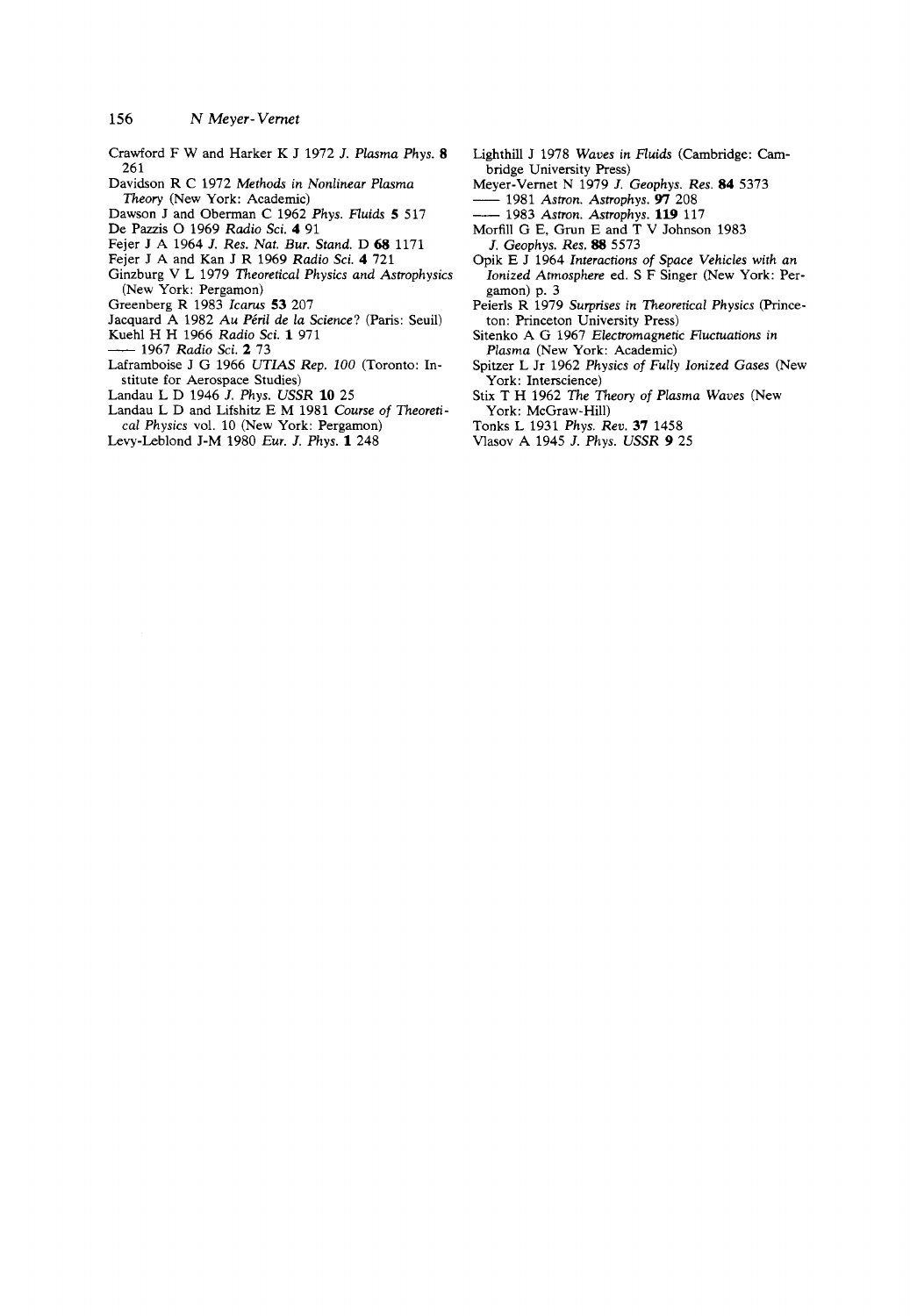Crawford F W and Harker K J 1972 *J. Plasma Phys.* **8** 261

Davidson R C 1972 *Methods in Nonlinear Plasma Theory* (New York: Academic)

Dawson J and Oberman C 1962 *Phys. Fluids* **5** 517

De Pazzis O 1969 *Radio Sci.* **4** 91

Fejer J A 1964 *J. Res. Nat. Bur. Stand.* D **68** 1171

Fejer J A and Kan J R 1969 *Radio Sci.* **4** 721

Ginzburg V L 1979 *Theoretical Physics and Astrophysics* (New York: Pergamon)

Greenberg R 1983 *Icarus* **53** 207

Jacquard A 1982 *Au Péril de la Science?* (Paris: Seuil)

Kuehl H H 1966 *Radio Sci.* **1** 971

—— 1967 *Radio Sci.* **2** 73

Laframboise J G 1966 *UTIAS Rep. 100* (Toronto: Institute for Aerospace Studies)

Landau L D 1946 *J. Phys. USSR* **10** 25

Landau L D and Lifshitz E M 1981 *Course of Theoretical Physics* vol. 10 (New York: Pergamon)

Levy-Leblond J-M 1980 *Eur. J. Phys.* **1** 248

Lighthill J 1978 *Waves in Fluids* (Cambridge: Cambridge University Press)

Meyer-Vernet N 1979 *J. Geophys. Res.* **84** 5373

—— 1981 *Astron. Astrophys.* **97** 208

—— 1983 *Astron. Astrophys.* **119** 117

Morfill G E, Grun E and T V Johnson 1983 *J. Geophys. Res.* **88** 5573

Opik E J 1964 *Interactions of Space Vehicles with an Ionized Atmosphere* ed. S F Singer (New York: Pergamon) p. 3

Peierls R 1979 *Surprises in Theoretical Physics* (Princeton: Princeton University Press)

Sitenko A G 1967 *Electromagnetic Fluctuations in Plasma* (New York: Academic)

Spitzer L Jr 1962 *Physics of Fully Ionized Gases* (New York: Interscience)

Stix T H 1962 *The Theory of Plasma Waves* (New York: McGraw-Hill)

Tonks L 1931 *Phys. Rev.* **37** 1458

Vlasov A 1945 *J. Phys. USSR* **9** 25